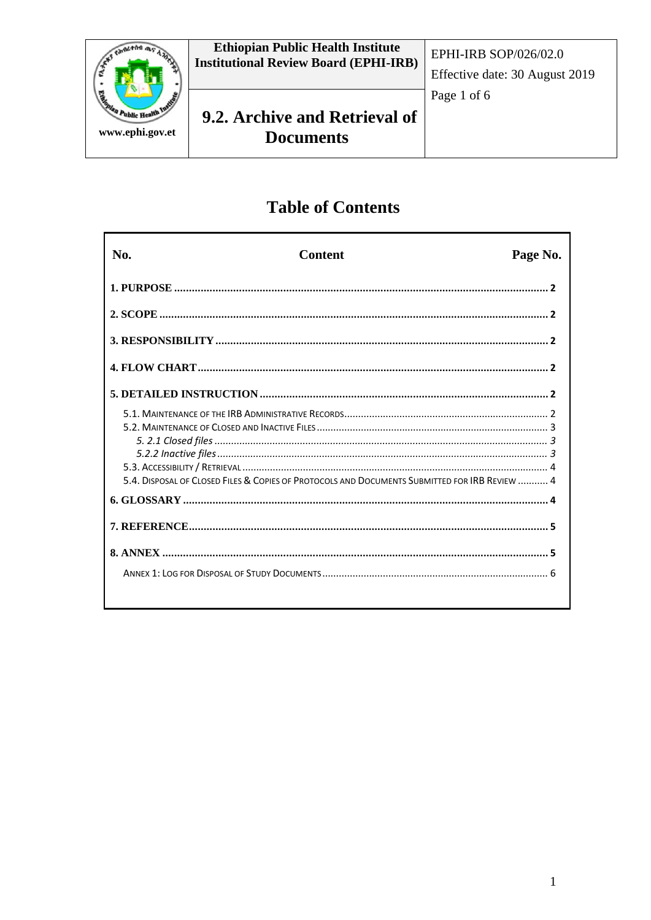| | Ethiopian Public Health Institute Institutional Review Board (EPHI-IRB) | EPHI-IRB SOP/026/02.0 Effective date: 30 August 2019 |
|---|---|---|
| www.ephi.gov.et | **9.2. Archive and Retrieval of Documents** | |

# Table of Contents

| No. | Content | Page No. |
|---|---|---|
| **1. PURPOSE** | | **2** |
| **2. SCOPE** | | **2** |
| **3. RESPONSIBILITY** | | **2** |
| **4. FLOW CHART** | | **2** |
| **5. DETAILED INSTRUCTION** | | **2** |
| 5.1. Maintenance of the IRB Administrative Records | | 2 |
| 5.2. Maintenance of Closed and Inactive Files | | 3 |
| *5. 2.1 Closed files* | | *3* |
| *5.2.2 Inactive files* | | *3* |
| 5.3. Accessibility / Retrieval | | 4 |
| 5.4. Disposal of Closed Files & Copies of Protocols and Documents Submitted for IRB Review | | 4 |
| **6. GLOSSARY** | | **4** |
| **7. REFERENCE** | | **5** |
| **8. ANNEX** | | **5** |
| Annex 1: Log for Disposal of Study Documents | | 6 |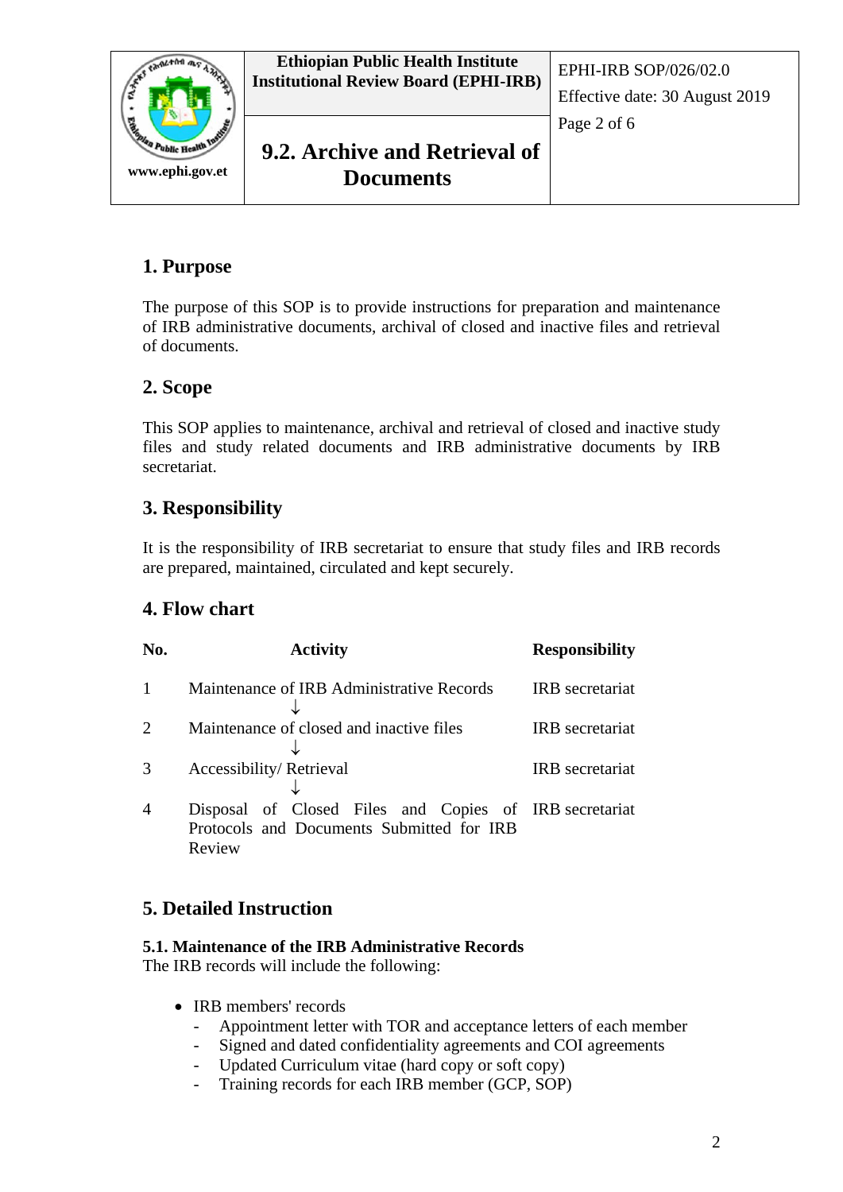## 1. Purpose

The purpose of this SOP is to provide instructions for preparation and maintenance of IRB administrative documents, archival of closed and inactive files and retrieval of documents.

## 2. Scope

This SOP applies to maintenance, archival and retrieval of closed and inactive study files and study related documents and IRB administrative documents by IRB secretariat.

## 3. Responsibility

It is the responsibility of IRB secretariat to ensure that study files and IRB records are prepared, maintained, circulated and kept securely.

## 4. Flow chart

| No. | Activity | Responsibility |
|---|---|---|
| 1 | Maintenance of IRB Administrative Records ↓ | IRB secretariat |
| 2 | Maintenance of closed and inactive files ↓ | IRB secretariat |
| 3 | Accessibility/ Retrieval ↓ | IRB secretariat |
| 4 | Disposal of Closed Files and Copies of Protocols and Documents Submitted for IRB Review | IRB secretariat |

## 5. Detailed Instruction

### 5.1. Maintenance of the IRB Administrative Records

The IRB records will include the following:

- IRB members' records
  - Appointment letter with TOR and acceptance letters of each member
  - Signed and dated confidentiality agreements and COI agreements
  - Updated Curriculum vitae (hard copy or soft copy)
  - Training records for each IRB member (GCP, SOP)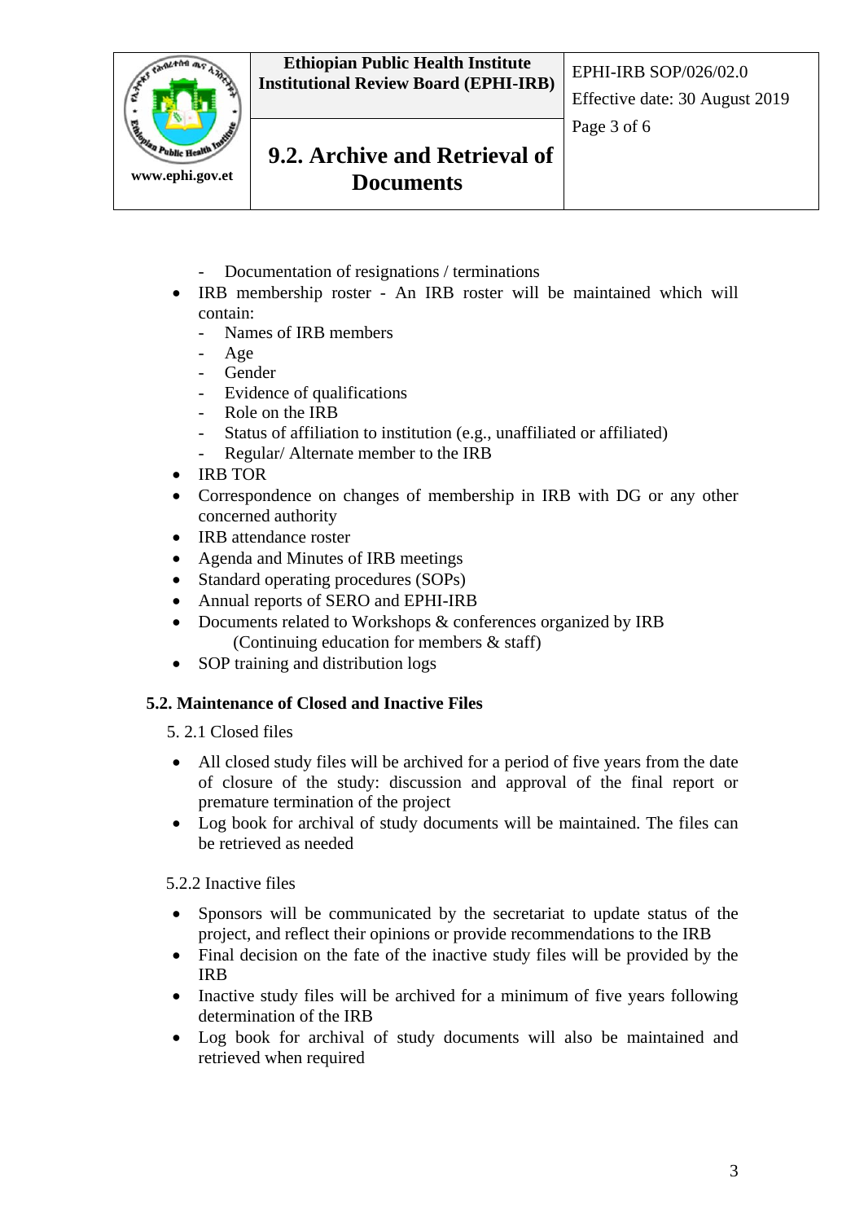- Documentation of resignations / terminations
- IRB membership roster - An IRB roster will be maintained which will contain:
  - Names of IRB members
  - Age
  - Gender
  - Evidence of qualifications
  - Role on the IRB
  - Status of affiliation to institution (e.g., unaffiliated or affiliated)
  - Regular/ Alternate member to the IRB
- IRB TOR
- Correspondence on changes of membership in IRB with DG or any other concerned authority
- IRB attendance roster
- Agenda and Minutes of IRB meetings
- Standard operating procedures (SOPs)
- Annual reports of SERO and EPHI-IRB
- Documents related to Workshops & conferences organized by IRB (Continuing education for members & staff)
- SOP training and distribution logs

### 5.2. Maintenance of Closed and Inactive Files

5. 2.1 Closed files

- All closed study files will be archived for a period of five years from the date of closure of the study: discussion and approval of the final report or premature termination of the project
- Log book for archival of study documents will be maintained. The files can be retrieved as needed

5.2.2 Inactive files

- Sponsors will be communicated by the secretariat to update status of the project, and reflect their opinions or provide recommendations to the IRB
- Final decision on the fate of the inactive study files will be provided by the IRB
- Inactive study files will be archived for a minimum of five years following determination of the IRB
- Log book for archival of study documents will also be maintained and retrieved when required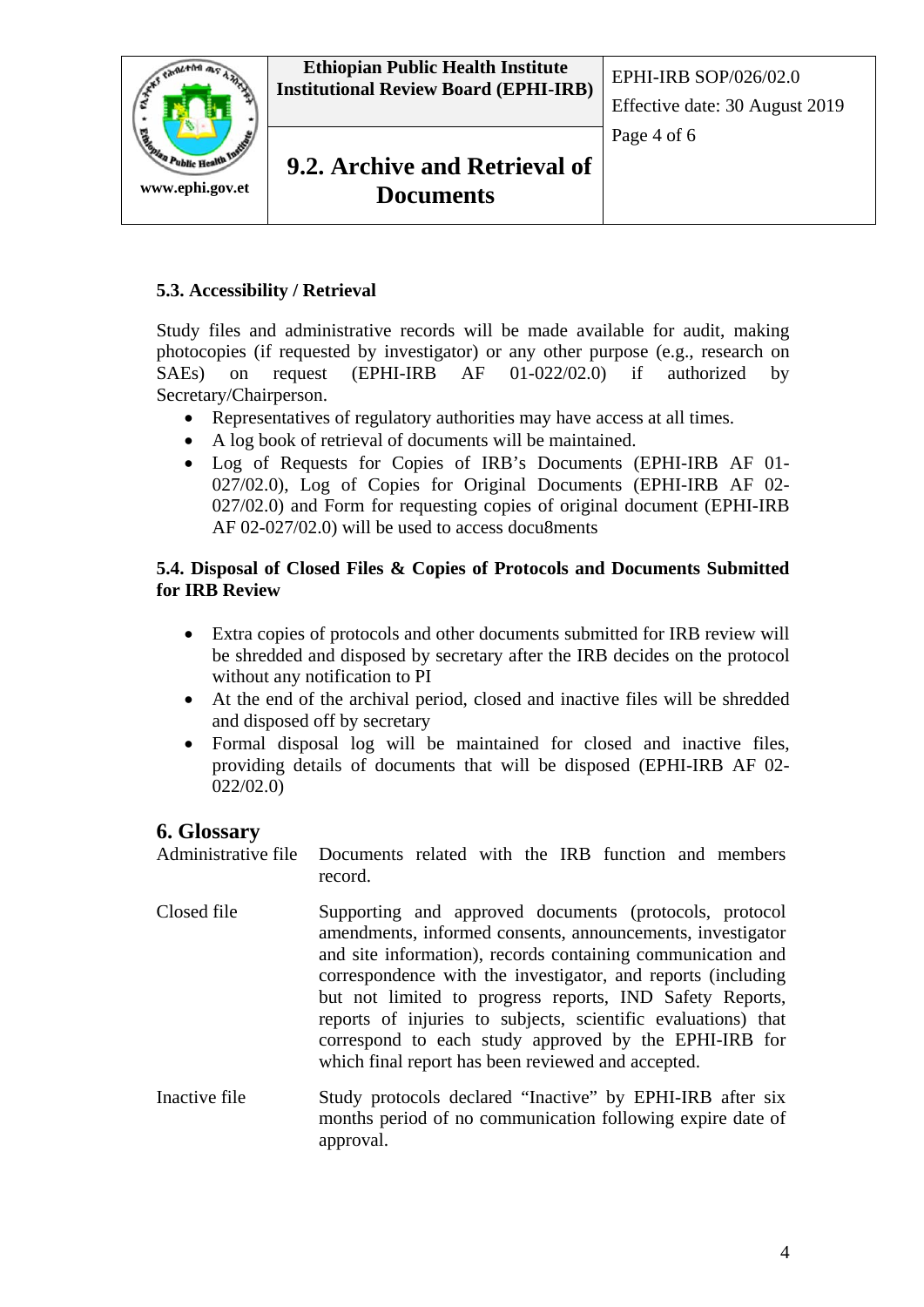### 5.3. Accessibility / Retrieval

Study files and administrative records will be made available for audit, making photocopies (if requested by investigator) or any other purpose (e.g., research on SAEs) on request (EPHI-IRB AF 01-022/02.0) if authorized by Secretary/Chairperson.

- Representatives of regulatory authorities may have access at all times.
- A log book of retrieval of documents will be maintained.
- Log of Requests for Copies of IRB's Documents (EPHI-IRB AF 01-027/02.0), Log of Copies for Original Documents (EPHI-IRB AF 02-027/02.0) and Form for requesting copies of original document (EPHI-IRB AF 02-027/02.0) will be used to access docu8ments

### 5.4. Disposal of Closed Files & Copies of Protocols and Documents Submitted for IRB Review

- Extra copies of protocols and other documents submitted for IRB review will be shredded and disposed by secretary after the IRB decides on the protocol without any notification to PI
- At the end of the archival period, closed and inactive files will be shredded and disposed off by secretary
- Formal disposal log will be maintained for closed and inactive files, providing details of documents that will be disposed (EPHI-IRB AF 02-022/02.0)

## 6. Glossary

| | |
|---|---|
| Administrative file | Documents related with the IRB function and members record. |
| Closed file | Supporting and approved documents (protocols, protocol amendments, informed consents, announcements, investigator and site information), records containing communication and correspondence with the investigator, and reports (including but not limited to progress reports, IND Safety Reports, reports of injuries to subjects, scientific evaluations) that correspond to each study approved by the EPHI-IRB for which final report has been reviewed and accepted. |
| Inactive file | Study protocols declared "Inactive" by EPHI-IRB after six months period of no communication following expire date of approval. |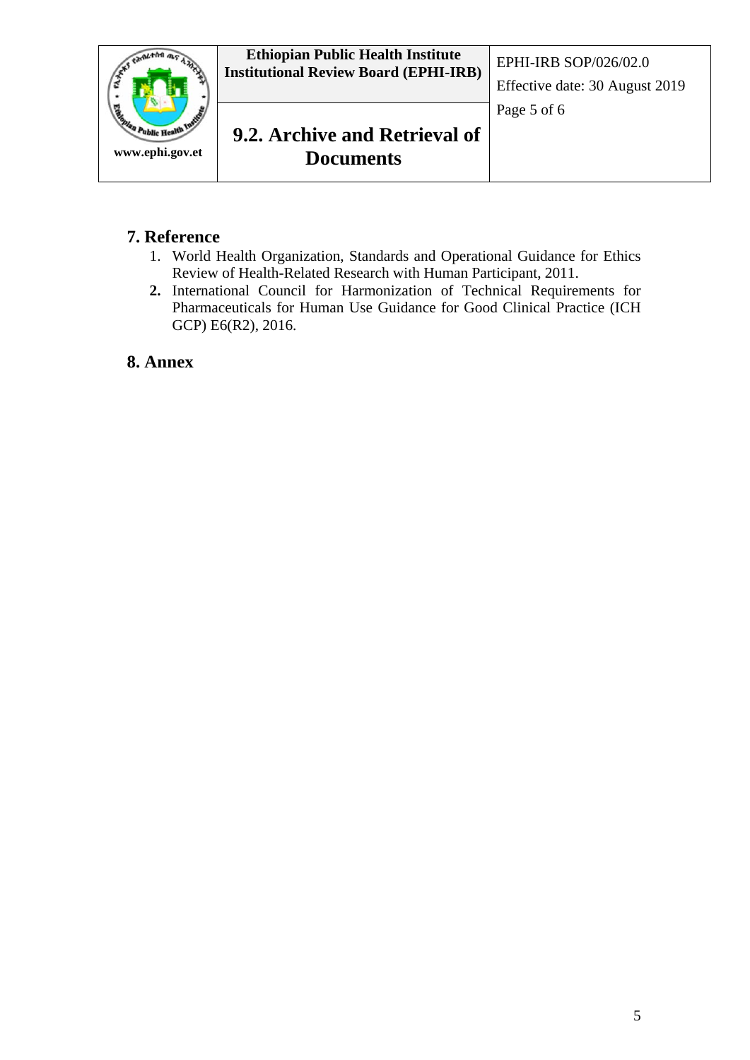## 7. Reference

1. World Health Organization, Standards and Operational Guidance for Ethics Review of Health-Related Research with Human Participant, 2011.
2. International Council for Harmonization of Technical Requirements for Pharmaceuticals for Human Use Guidance for Good Clinical Practice (ICH GCP) E6(R2), 2016.

## 8. Annex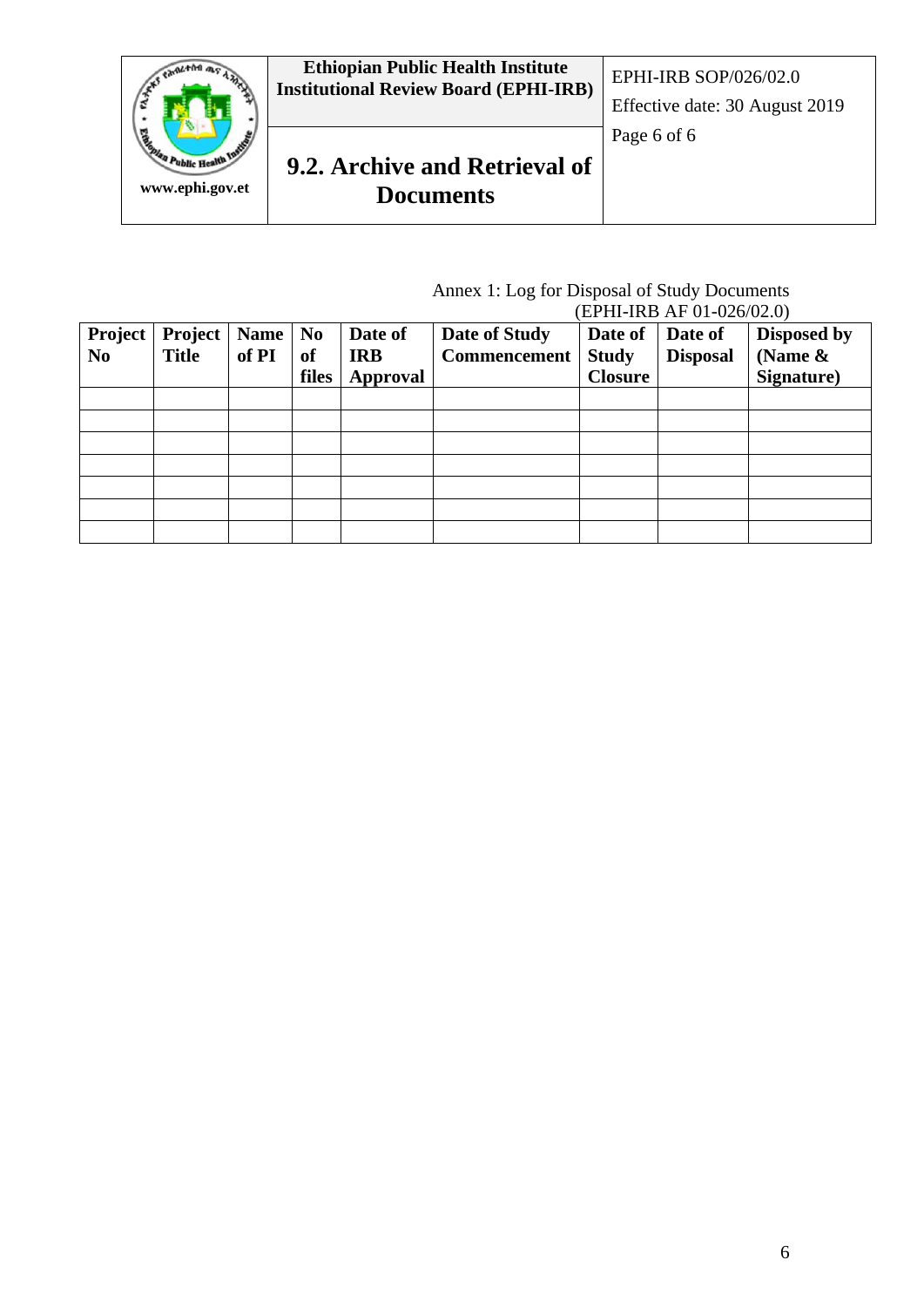Annex 1: Log for Disposal of Study Documents
(EPHI-IRB AF 01-026/02.0)

| **Project No** | **Project Title** | **Name of PI** | **No of files** | **Date of IRB Approval** | **Date of Study Commencement** | **Date of Study Closure** | **Date of Disposal** | **Disposed by (Name & Signature)** |
|---|---|---|---|---|---|---|---|---|
| | | | | | | | | |
| | | | | | | | | |
| | | | | | | | | |
| | | | | | | | | |
| | | | | | | | | |
| | | | | | | | | |
| | | | | | | | | |